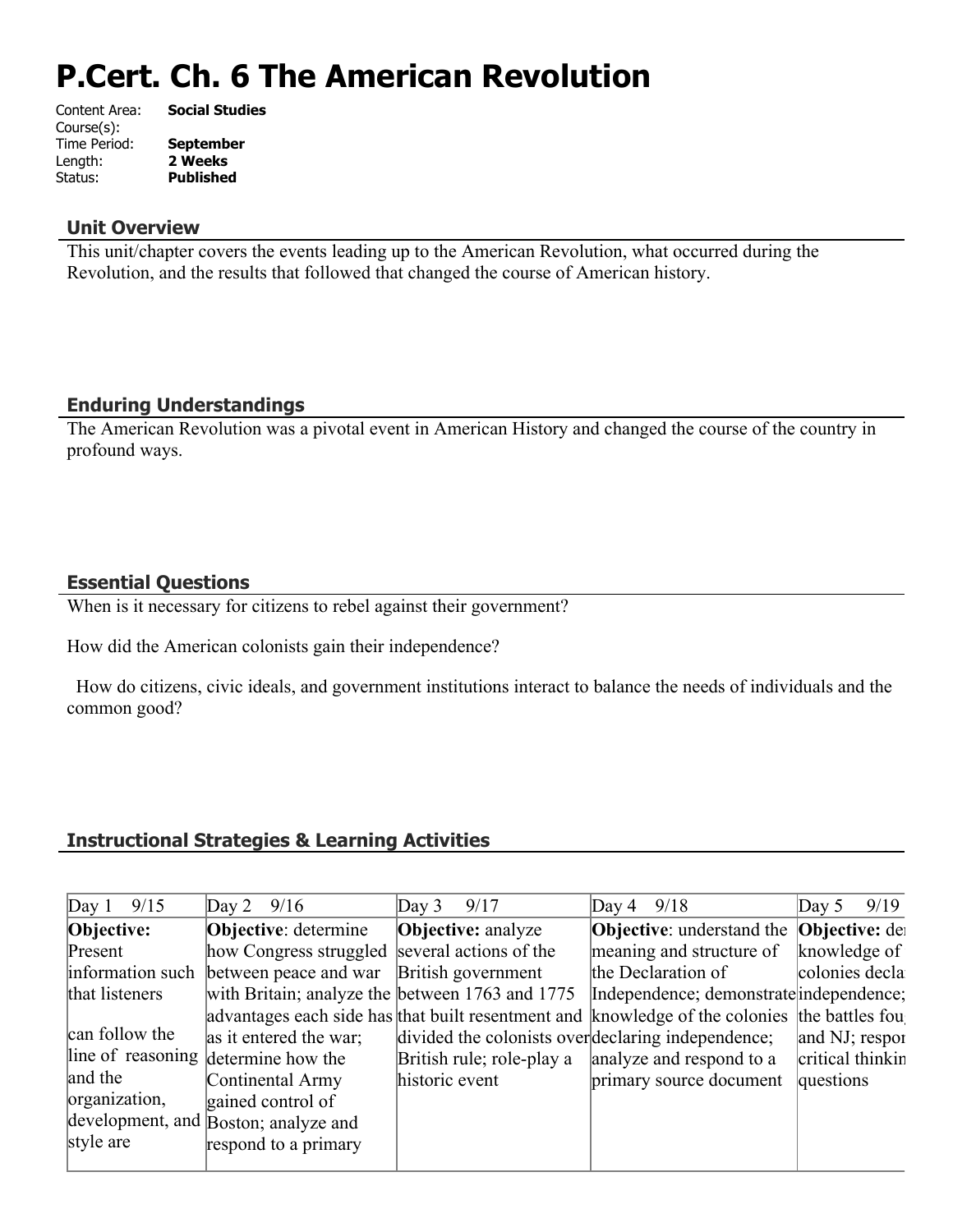# P.Cert. Ch. 6 The American Revolution

Content Area: **Social Studies**
Course(s):
Time Period: **September**
Length: **2 Weeks**
Status: **Published**

## Unit Overview

This unit/chapter covers the events leading up to the American Revolution, what occurred during the Revolution, and the results that followed that changed the course of American history.

## Enduring Understandings

The American Revolution was a pivotal event in American History and changed the course of the country in profound ways.

## Essential Questions

When is it necessary for citizens to rebel against their government?

How did the American colonists gain their independence?

How do citizens, civic ideals, and government institutions interact to balance the needs of individuals and the common good?

## Instructional Strategies & Learning Activities

| Day 1 9/15 | Day 2 9/16 | Day 3 9/17 | Day 4 9/18 | Day 5 9/19 |
|---|---|---|---|---|
| **Objective:** Present information such that listeners can follow the line of reasoning and the organization, development, and style are | **Objective**: determine how Congress struggled between peace and war with Britain; analyze the advantages each side has as it entered the war; determine how the Continental Army gained control of Boston; analyze and respond to a primary | **Objective:** analyze several actions of the British government between 1763 and 1775 that built resentment and divided the colonists over British rule; role-play a historic event | **Objective**: understand the meaning and structure of the Declaration of Independence; demonstrate knowledge of the colonies declaring independence; analyze and respond to a primary source document | **Objective:** de knowledge of colonies decla independence; the battles fou and NJ; respo critical thinkin questions |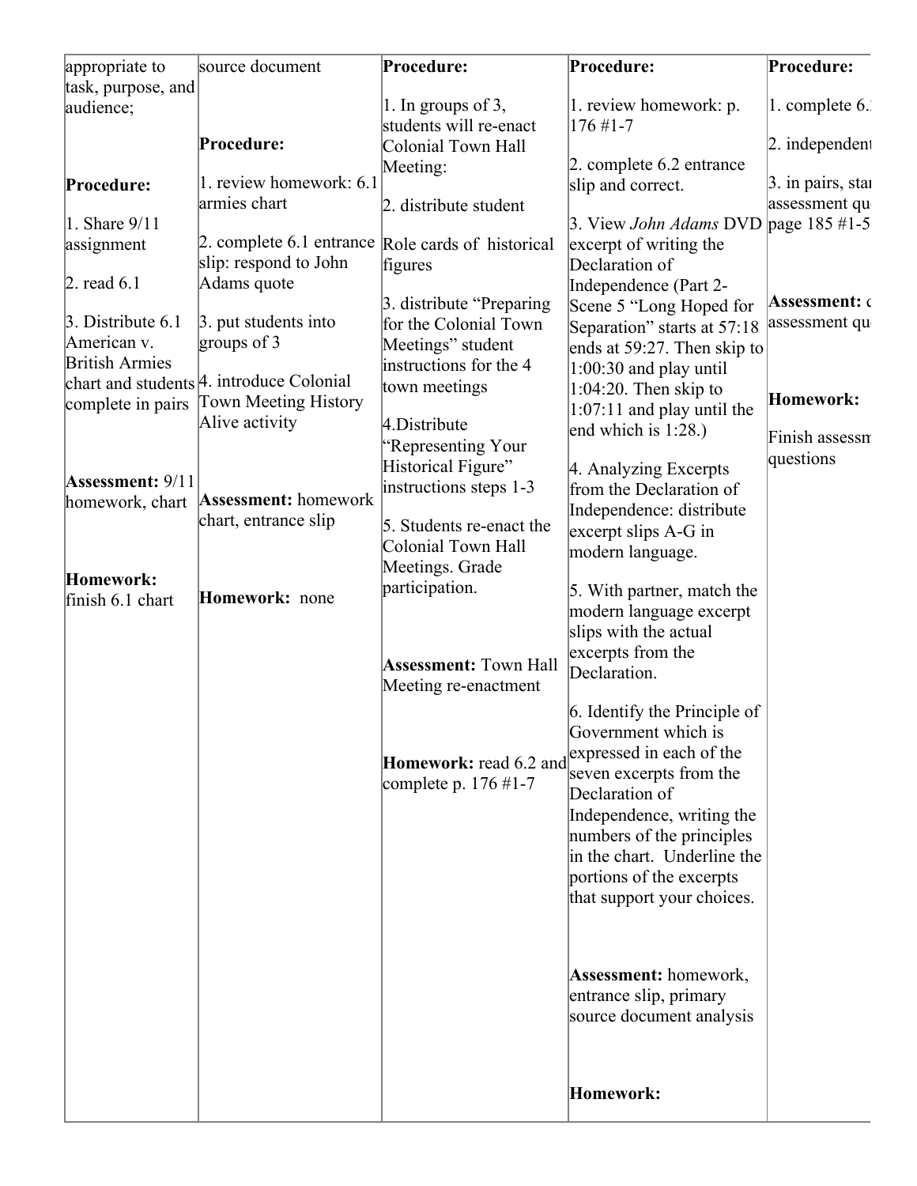| appropriate to task, purpose, and audience;<br><br>**Procedure:**<br><br>1. Share 9/11 assignment<br><br>2. read 6.1<br><br>3. Distribute 6.1 American v. British Armies chart and students complete in pairs<br><br>**Assessment:** 9/11 homework, chart<br><br>**Homework:** finish 6.1 chart | source document<br><br>**Procedure:**<br><br>1. review homework: 6.1 armies chart<br><br>2. complete 6.1 entrance slip: respond to John Adams quote<br><br>3. put students into groups of 3<br><br>4. introduce Colonial Town Meeting History Alive activity<br><br>**Assessment:** homework chart, entrance slip<br><br>**Homework:** none | **Procedure:**<br><br>1. In groups of 3, students will re-enact Colonial Town Hall Meeting:<br><br>2. distribute student<br><br>Role cards of historical figures<br><br>3. distribute "Preparing for the Colonial Town Meetings" student instructions for the 4 town meetings<br><br>4.Distribute "Representing Your Historical Figure" instructions steps 1-3<br><br>5. Students re-enact the Colonial Town Hall Meetings. Grade participation.<br><br>**Assessment:** Town Hall Meeting re-enactment<br><br>**Homework:** read 6.2 and complete p. 176 #1-7 | **Procedure:**<br><br>1. review homework: p. 176 #1-7<br><br>2. complete 6.2 entrance slip and correct.<br><br>3. View *John Adams* DVD excerpt of writing the Declaration of Independence (Part 2- Scene 5 "Long Hoped for Separation" starts at 57:18 ends at 59:27. Then skip to 1:00:30 and play until 1:04:20. Then skip to 1:07:11 and play until the end which is 1:28.)<br><br>4. Analyzing Excerpts from the Declaration of Independence: distribute excerpt slips A-G in modern language.<br><br>5. With partner, match the modern language excerpt slips with the actual excerpts from the Declaration.<br><br>6. Identify the Principle of Government which is expressed in each of the seven excerpts from the Declaration of Independence, writing the numbers of the principles in the chart. Underline the portions of the excerpts that support your choices.<br><br>**Assessment:** homework, entrance slip, primary source document analysis<br><br>**Homework:** | **Procedure:**<br><br>1. complete 6.<br><br>2. independent<br><br>3. in pairs, sta assessment qu page 185 #1-5<br><br>**Assessment:** assessment qu<br><br>**Homework:**<br><br>Finish assessm questions |
|---|---|---|---|---|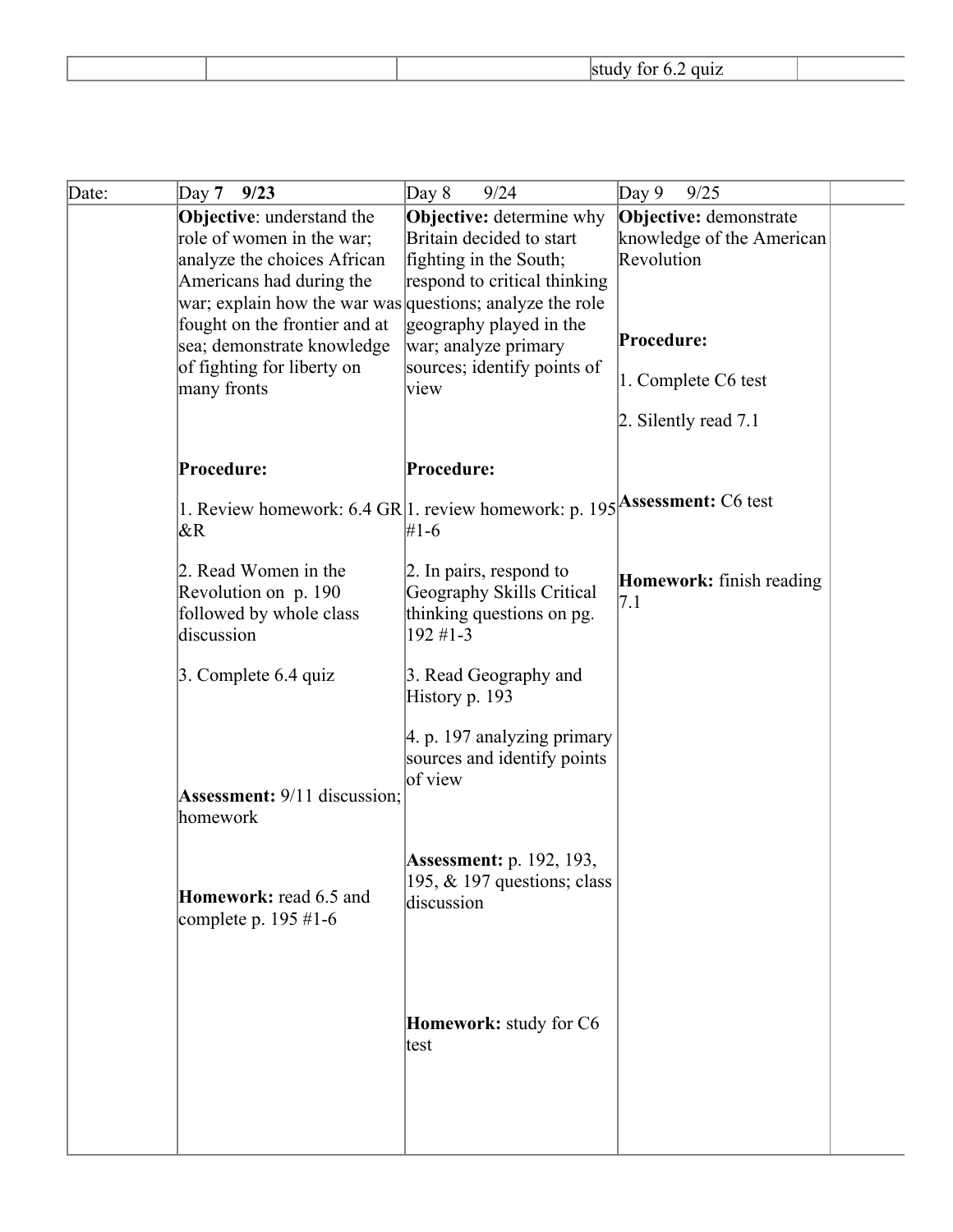| | | | study for 6.2 quiz | |
|---|---|---|---|---|

| Date: | Day **7** **9/23** | Day 8 9/24 | Day 9 9/25 | |
|---|---|---|---|---|
| | **Objective**: understand the role of women in the war; analyze the choices African Americans had during the war; explain how the war was fought on the frontier and at sea; demonstrate knowledge of fighting for liberty on many fronts<br><br>**Procedure:**<br><br>1. Review homework: 6.4 GR &R<br><br>2. Read Women in the Revolution on p. 190 followed by whole class discussion<br><br>3. Complete 6.4 quiz<br><br>**Assessment:** 9/11 discussion; homework<br><br>**Homework:** read 6.5 and complete p. 195 #1-6 | **Objective:** determine why Britain decided to start fighting in the South; respond to critical thinking questions; analyze the role geography played in the war; analyze primary sources; identify points of view<br><br>**Procedure:**<br><br>1. review homework: p. 195 #1-6<br><br>2. In pairs, respond to Geography Skills Critical thinking questions on pg. 192 #1-3<br><br>3. Read Geography and History p. 193<br><br>4. p. 197 analyzing primary sources and identify points of view<br><br>**Assessment:** p. 192, 193, 195, & 197 questions; class discussion<br><br>**Homework:** study for C6 test | **Objective:** demonstrate knowledge of the American Revolution<br><br>**Procedure:**<br><br>1. Complete C6 test<br><br>2. Silently read 7.1<br><br>**Assessment:** C6 test<br><br>**Homework:** finish reading 7.1 | |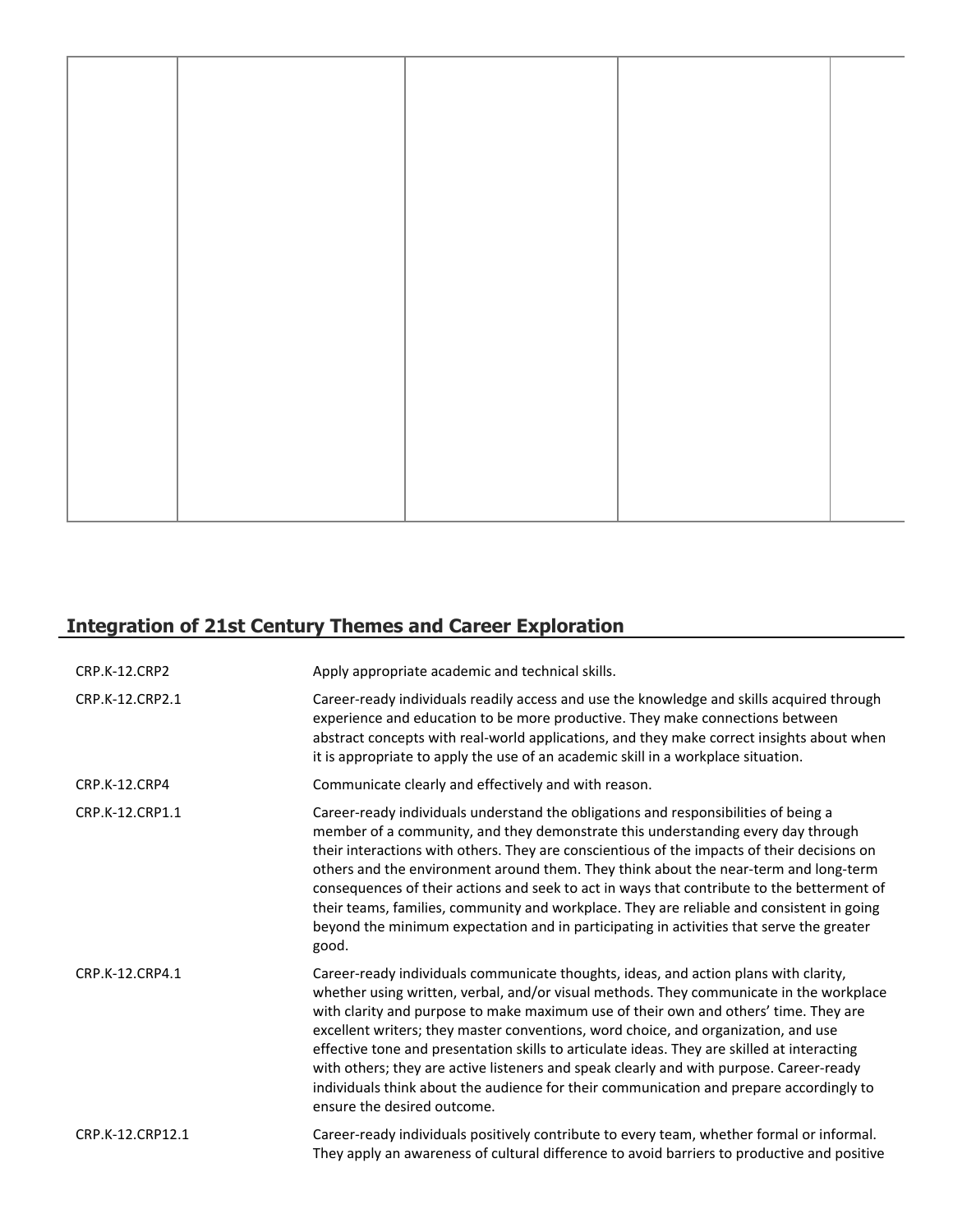| | | | | |
|---|---|---|---|---|
| | | | | |

## Integration of 21st Century Themes and Career Exploration

| | |
|---|---|
| CRP.K-12.CRP2 | Apply appropriate academic and technical skills. |
| CRP.K-12.CRP2.1 | Career-ready individuals readily access and use the knowledge and skills acquired through experience and education to be more productive. They make connections between abstract concepts with real-world applications, and they make correct insights about when it is appropriate to apply the use of an academic skill in a workplace situation. |
| CRP.K-12.CRP4 | Communicate clearly and effectively and with reason. |
| CRP.K-12.CRP1.1 | Career-ready individuals understand the obligations and responsibilities of being a member of a community, and they demonstrate this understanding every day through their interactions with others. They are conscientious of the impacts of their decisions on others and the environment around them. They think about the near-term and long-term consequences of their actions and seek to act in ways that contribute to the betterment of their teams, families, community and workplace. They are reliable and consistent in going beyond the minimum expectation and in participating in activities that serve the greater good. |
| CRP.K-12.CRP4.1 | Career-ready individuals communicate thoughts, ideas, and action plans with clarity, whether using written, verbal, and/or visual methods. They communicate in the workplace with clarity and purpose to make maximum use of their own and others' time. They are excellent writers; they master conventions, word choice, and organization, and use effective tone and presentation skills to articulate ideas. They are skilled at interacting with others; they are active listeners and speak clearly and with purpose. Career-ready individuals think about the audience for their communication and prepare accordingly to ensure the desired outcome. |
| CRP.K-12.CRP12.1 | Career-ready individuals positively contribute to every team, whether formal or informal. They apply an awareness of cultural difference to avoid barriers to productive and positive |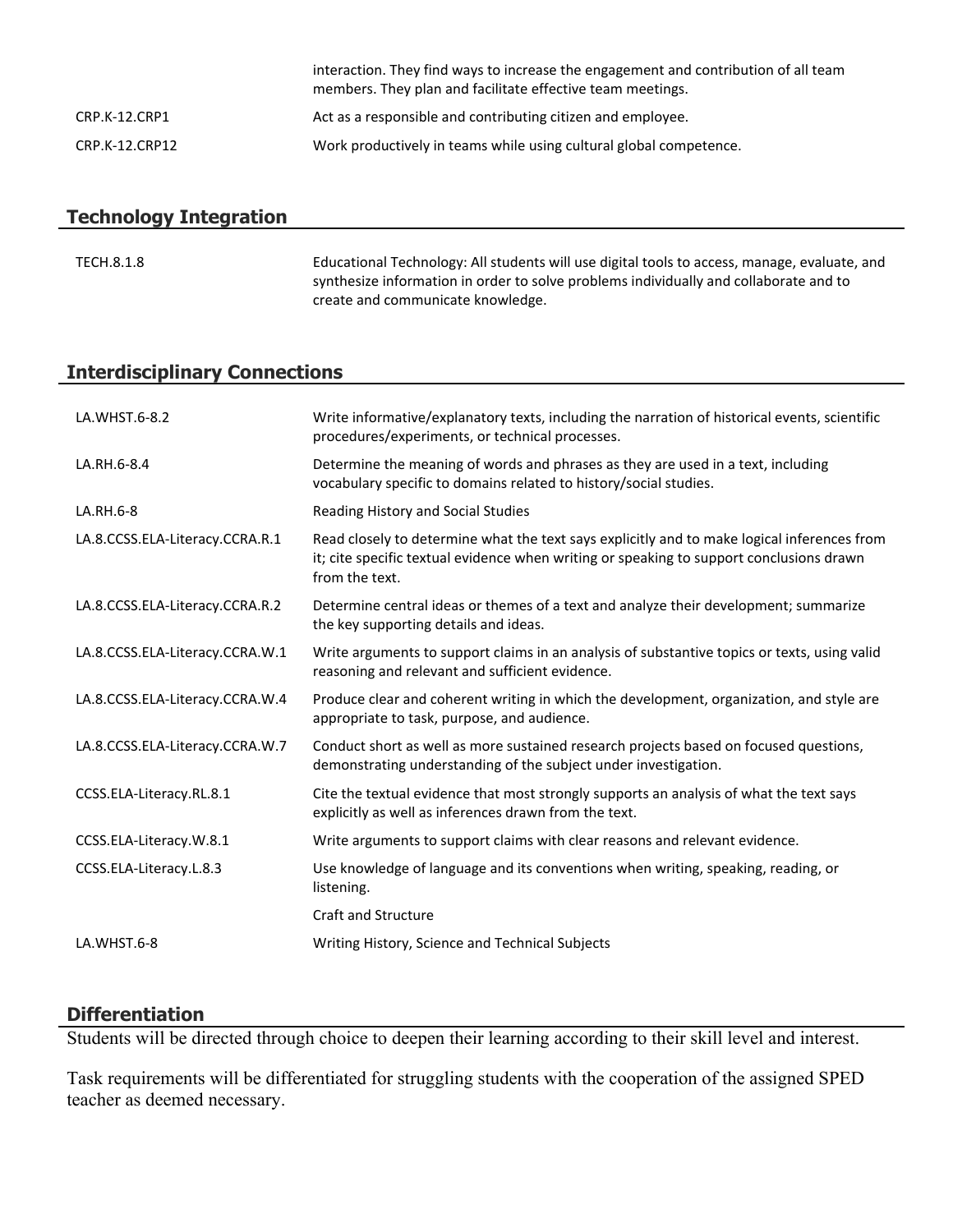| | |
|---|---|
| | interaction. They find ways to increase the engagement and contribution of all team members. They plan and facilitate effective team meetings. |
| CRP.K-12.CRP1 | Act as a responsible and contributing citizen and employee. |
| CRP.K-12.CRP12 | Work productively in teams while using cultural global competence. |

## Technology Integration

| | |
|---|---|
| TECH.8.1.8 | Educational Technology: All students will use digital tools to access, manage, evaluate, and synthesize information in order to solve problems individually and collaborate and to create and communicate knowledge. |

## Interdisciplinary Connections

| | |
|---|---|
| LA.WHST.6-8.2 | Write informative/explanatory texts, including the narration of historical events, scientific procedures/experiments, or technical processes. |
| LA.RH.6-8.4 | Determine the meaning of words and phrases as they are used in a text, including vocabulary specific to domains related to history/social studies. |
| LA.RH.6-8 | Reading History and Social Studies |
| LA.8.CCSS.ELA-Literacy.CCRA.R.1 | Read closely to determine what the text says explicitly and to make logical inferences from it; cite specific textual evidence when writing or speaking to support conclusions drawn from the text. |
| LA.8.CCSS.ELA-Literacy.CCRA.R.2 | Determine central ideas or themes of a text and analyze their development; summarize the key supporting details and ideas. |
| LA.8.CCSS.ELA-Literacy.CCRA.W.1 | Write arguments to support claims in an analysis of substantive topics or texts, using valid reasoning and relevant and sufficient evidence. |
| LA.8.CCSS.ELA-Literacy.CCRA.W.4 | Produce clear and coherent writing in which the development, organization, and style are appropriate to task, purpose, and audience. |
| LA.8.CCSS.ELA-Literacy.CCRA.W.7 | Conduct short as well as more sustained research projects based on focused questions, demonstrating understanding of the subject under investigation. |
| CCSS.ELA-Literacy.RL.8.1 | Cite the textual evidence that most strongly supports an analysis of what the text says explicitly as well as inferences drawn from the text. |
| CCSS.ELA-Literacy.W.8.1 | Write arguments to support claims with clear reasons and relevant evidence. |
| CCSS.ELA-Literacy.L.8.3 | Use knowledge of language and its conventions when writing, speaking, reading, or listening. |
| | Craft and Structure |
| LA.WHST.6-8 | Writing History, Science and Technical Subjects |

## Differentiation

Students will be directed through choice to deepen their learning according to their skill level and interest.

Task requirements will be differentiated for struggling students with the cooperation of the assigned SPED teacher as deemed necessary.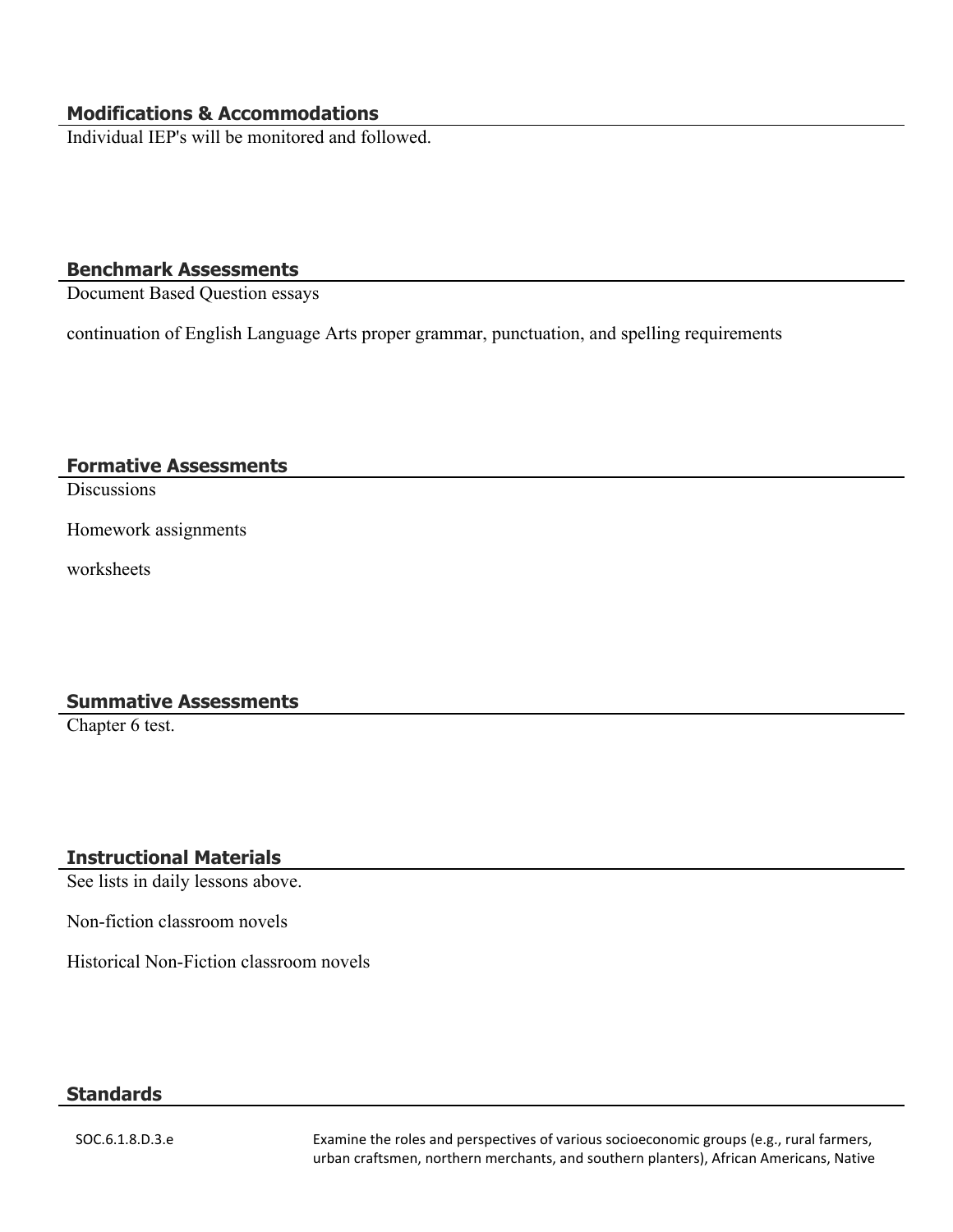### Modifications & Accommodations

Individual IEP's will be monitored and followed.

### Benchmark Assessments

Document Based Question essays

continuation of English Language Arts proper grammar, punctuation, and spelling requirements

### Formative Assessments

Discussions

Homework assignments

worksheets

### Summative Assessments

Chapter 6 test.

### Instructional Materials

See lists in daily lessons above.

Non-fiction classroom novels

Historical Non-Fiction classroom novels

### Standards

| | |
|---|---|
| SOC.6.1.8.D.3.e | Examine the roles and perspectives of various socioeconomic groups (e.g., rural farmers, urban craftsmen, northern merchants, and southern planters), African Americans, Native |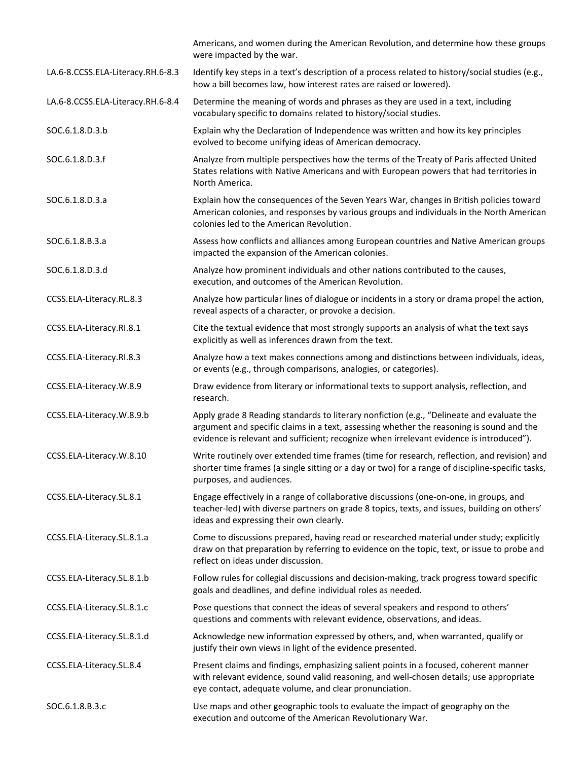| | |
|---|---|
| | Americans, and women during the American Revolution, and determine how these groups were impacted by the war. |
| LA.6-8.CCSS.ELA-Literacy.RH.6-8.3 | Identify key steps in a text's description of a process related to history/social studies (e.g., how a bill becomes law, how interest rates are raised or lowered). |
| LA.6-8.CCSS.ELA-Literacy.RH.6-8.4 | Determine the meaning of words and phrases as they are used in a text, including vocabulary specific to domains related to history/social studies. |
| SOC.6.1.8.D.3.b | Explain why the Declaration of Independence was written and how its key principles evolved to become unifying ideas of American democracy. |
| SOC.6.1.8.D.3.f | Analyze from multiple perspectives how the terms of the Treaty of Paris affected United States relations with Native Americans and with European powers that had territories in North America. |
| SOC.6.1.8.D.3.a | Explain how the consequences of the Seven Years War, changes in British policies toward American colonies, and responses by various groups and individuals in the North American colonies led to the American Revolution. |
| SOC.6.1.8.B.3.a | Assess how conflicts and alliances among European countries and Native American groups impacted the expansion of the American colonies. |
| SOC.6.1.8.D.3.d | Analyze how prominent individuals and other nations contributed to the causes, execution, and outcomes of the American Revolution. |
| CCSS.ELA-Literacy.RL.8.3 | Analyze how particular lines of dialogue or incidents in a story or drama propel the action, reveal aspects of a character, or provoke a decision. |
| CCSS.ELA-Literacy.RI.8.1 | Cite the textual evidence that most strongly supports an analysis of what the text says explicitly as well as inferences drawn from the text. |
| CCSS.ELA-Literacy.RI.8.3 | Analyze how a text makes connections among and distinctions between individuals, ideas, or events (e.g., through comparisons, analogies, or categories). |
| CCSS.ELA-Literacy.W.8.9 | Draw evidence from literary or informational texts to support analysis, reflection, and research. |
| CCSS.ELA-Literacy.W.8.9.b | Apply grade 8 Reading standards to literary nonfiction (e.g., "Delineate and evaluate the argument and specific claims in a text, assessing whether the reasoning is sound and the evidence is relevant and sufficient; recognize when irrelevant evidence is introduced"). |
| CCSS.ELA-Literacy.W.8.10 | Write routinely over extended time frames (time for research, reflection, and revision) and shorter time frames (a single sitting or a day or two) for a range of discipline-specific tasks, purposes, and audiences. |
| CCSS.ELA-Literacy.SL.8.1 | Engage effectively in a range of collaborative discussions (one-on-one, in groups, and teacher-led) with diverse partners on grade 8 topics, texts, and issues, building on others' ideas and expressing their own clearly. |
| CCSS.ELA-Literacy.SL.8.1.a | Come to discussions prepared, having read or researched material under study; explicitly draw on that preparation by referring to evidence on the topic, text, or issue to probe and reflect on ideas under discussion. |
| CCSS.ELA-Literacy.SL.8.1.b | Follow rules for collegial discussions and decision-making, track progress toward specific goals and deadlines, and define individual roles as needed. |
| CCSS.ELA-Literacy.SL.8.1.c | Pose questions that connect the ideas of several speakers and respond to others' questions and comments with relevant evidence, observations, and ideas. |
| CCSS.ELA-Literacy.SL.8.1.d | Acknowledge new information expressed by others, and, when warranted, qualify or justify their own views in light of the evidence presented. |
| CCSS.ELA-Literacy.SL.8.4 | Present claims and findings, emphasizing salient points in a focused, coherent manner with relevant evidence, sound valid reasoning, and well-chosen details; use appropriate eye contact, adequate volume, and clear pronunciation. |
| SOC.6.1.8.B.3.c | Use maps and other geographic tools to evaluate the impact of geography on the execution and outcome of the American Revolutionary War. |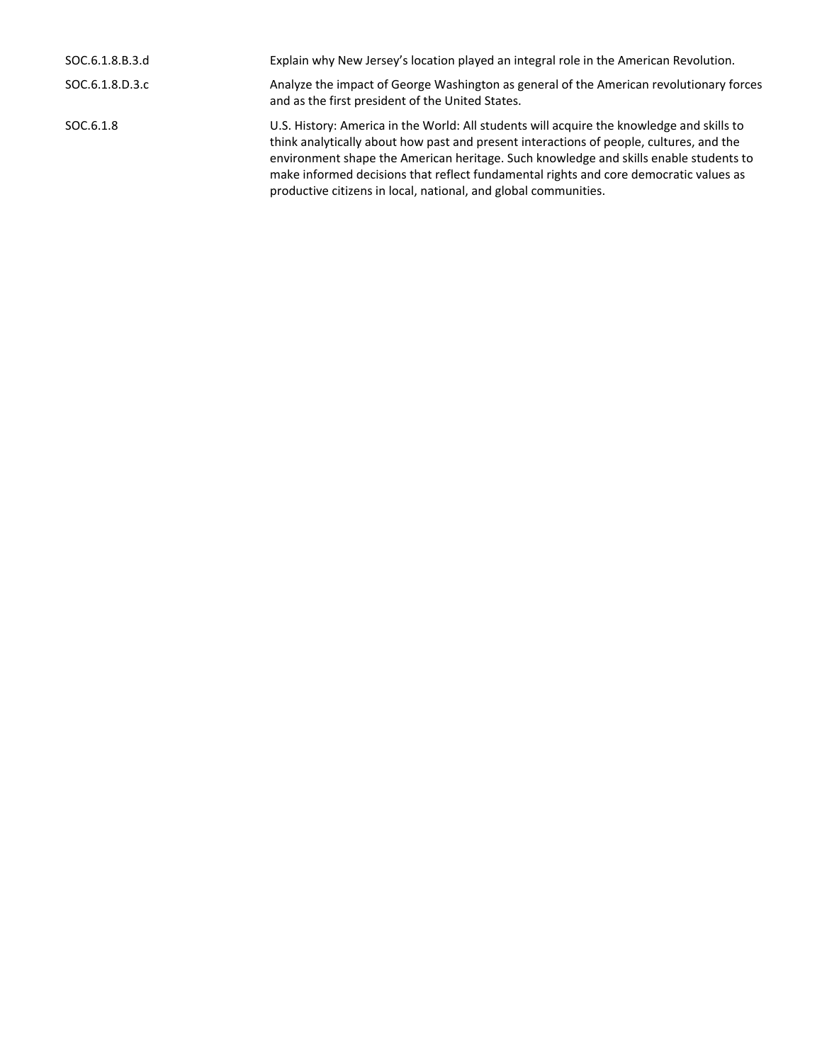| | |
|---|---|
| SOC.6.1.8.B.3.d | Explain why New Jersey's location played an integral role in the American Revolution. |
| SOC.6.1.8.D.3.c | Analyze the impact of George Washington as general of the American revolutionary forces and as the first president of the United States. |
| SOC.6.1.8 | U.S. History: America in the World: All students will acquire the knowledge and skills to think analytically about how past and present interactions of people, cultures, and the environment shape the American heritage. Such knowledge and skills enable students to make informed decisions that reflect fundamental rights and core democratic values as productive citizens in local, national, and global communities. |